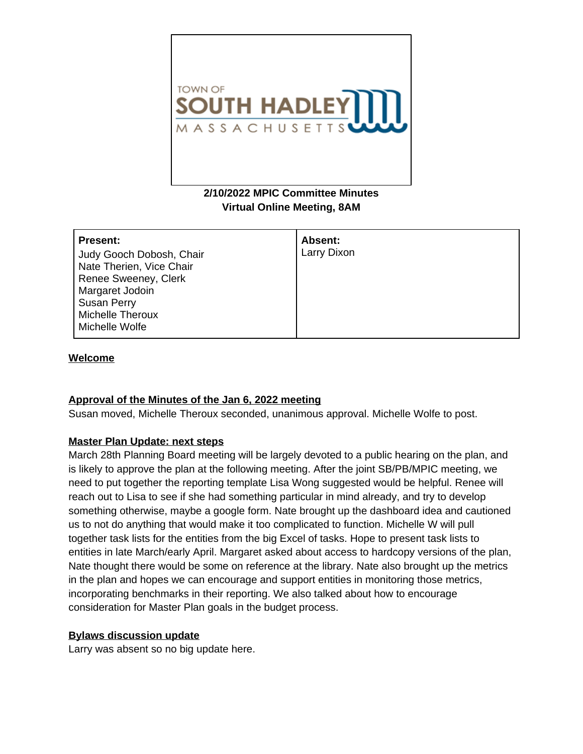TOWN OF SOUTH HADLEY MASSACHUSETTS

**2/10/2022 MPIC Committee Minutes**
**Virtual Online Meeting, 8AM**

| **Present:** | **Absent:** |
|---|---|
| Judy Gooch Dobosh, Chair<br>Nate Therien, Vice Chair<br>Renee Sweeney, Clerk<br>Margaret Jodoin<br>Susan Perry<br>Michelle Theroux<br>Michelle Wolfe | Larry Dixon |

## Welcome

## Approval of the Minutes of the Jan 6, 2022 meeting

Susan moved, Michelle Theroux seconded, unanimous approval. Michelle Wolfe to post.

## Master Plan Update: next steps

March 28th Planning Board meeting will be largely devoted to a public hearing on the plan, and is likely to approve the plan at the following meeting. After the joint SB/PB/MPIC meeting, we need to put together the reporting template Lisa Wong suggested would be helpful. Renee will reach out to Lisa to see if she had something particular in mind already, and try to develop something otherwise, maybe a google form. Nate brought up the dashboard idea and cautioned us to not do anything that would make it too complicated to function. Michelle W will pull together task lists for the entities from the big Excel of tasks. Hope to present task lists to entities in late March/early April. Margaret asked about access to hardcopy versions of the plan, Nate thought there would be some on reference at the library. Nate also brought up the metrics in the plan and hopes we can encourage and support entities in monitoring those metrics, incorporating benchmarks in their reporting. We also talked about how to encourage consideration for Master Plan goals in the budget process.

## Bylaws discussion update

Larry was absent so no big update here.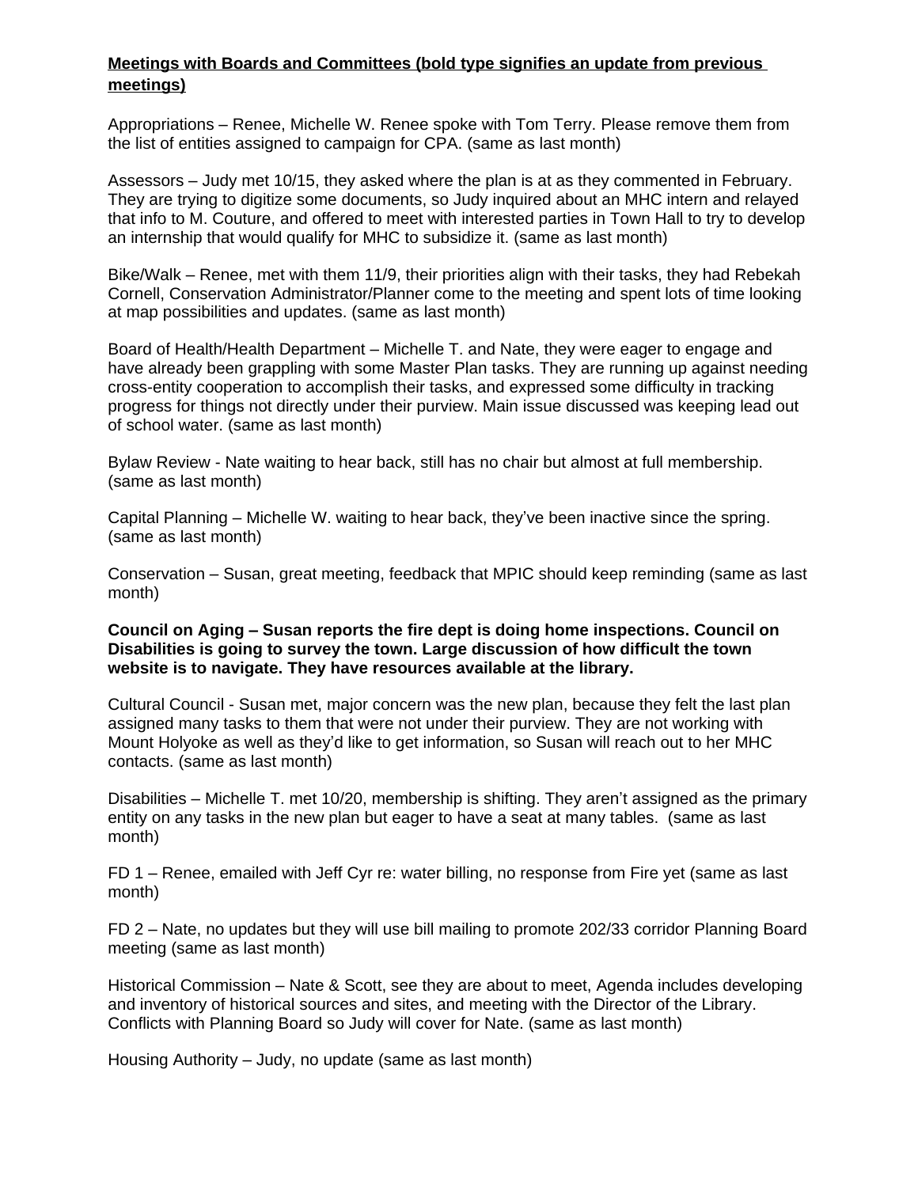**Meetings with Boards and Committees (bold type signifies an update from previous meetings)**

Appropriations – Renee, Michelle W. Renee spoke with Tom Terry. Please remove them from the list of entities assigned to campaign for CPA. (same as last month)

Assessors – Judy met 10/15, they asked where the plan is at as they commented in February. They are trying to digitize some documents, so Judy inquired about an MHC intern and relayed that info to M. Couture, and offered to meet with interested parties in Town Hall to try to develop an internship that would qualify for MHC to subsidize it. (same as last month)

Bike/Walk – Renee, met with them 11/9, their priorities align with their tasks, they had Rebekah Cornell, Conservation Administrator/Planner come to the meeting and spent lots of time looking at map possibilities and updates. (same as last month)

Board of Health/Health Department – Michelle T. and Nate, they were eager to engage and have already been grappling with some Master Plan tasks. They are running up against needing cross-entity cooperation to accomplish their tasks, and expressed some difficulty in tracking progress for things not directly under their purview. Main issue discussed was keeping lead out of school water. (same as last month)

Bylaw Review - Nate waiting to hear back, still has no chair but almost at full membership. (same as last month)

Capital Planning – Michelle W. waiting to hear back, they've been inactive since the spring. (same as last month)

Conservation – Susan, great meeting, feedback that MPIC should keep reminding (same as last month)

**Council on Aging – Susan reports the fire dept is doing home inspections. Council on Disabilities is going to survey the town. Large discussion of how difficult the town website is to navigate. They have resources available at the library.**

Cultural Council - Susan met, major concern was the new plan, because they felt the last plan assigned many tasks to them that were not under their purview. They are not working with Mount Holyoke as well as they'd like to get information, so Susan will reach out to her MHC contacts. (same as last month)

Disabilities – Michelle T. met 10/20, membership is shifting. They aren't assigned as the primary entity on any tasks in the new plan but eager to have a seat at many tables. (same as last month)

FD 1 – Renee, emailed with Jeff Cyr re: water billing, no response from Fire yet (same as last month)

FD 2 – Nate, no updates but they will use bill mailing to promote 202/33 corridor Planning Board meeting (same as last month)

Historical Commission – Nate & Scott, see they are about to meet, Agenda includes developing and inventory of historical sources and sites, and meeting with the Director of the Library. Conflicts with Planning Board so Judy will cover for Nate. (same as last month)

Housing Authority – Judy, no update (same as last month)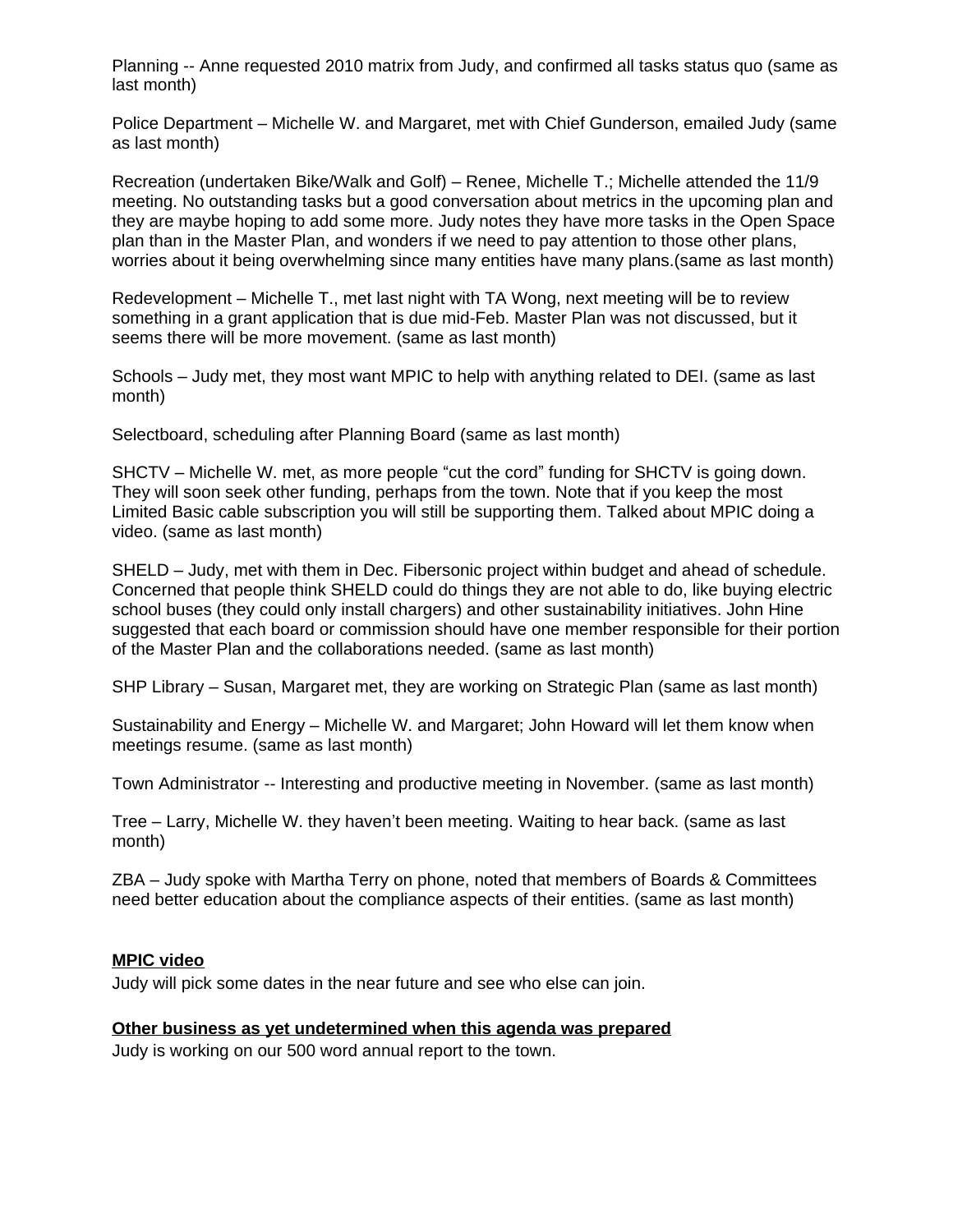Planning -- Anne requested 2010 matrix from Judy, and confirmed all tasks status quo (same as last month)

Police Department – Michelle W. and Margaret, met with Chief Gunderson, emailed Judy (same as last month)

Recreation (undertaken Bike/Walk and Golf) – Renee, Michelle T.; Michelle attended the 11/9 meeting. No outstanding tasks but a good conversation about metrics in the upcoming plan and they are maybe hoping to add some more. Judy notes they have more tasks in the Open Space plan than in the Master Plan, and wonders if we need to pay attention to those other plans, worries about it being overwhelming since many entities have many plans.(same as last month)

Redevelopment – Michelle T., met last night with TA Wong, next meeting will be to review something in a grant application that is due mid-Feb. Master Plan was not discussed, but it seems there will be more movement. (same as last month)

Schools – Judy met, they most want MPIC to help with anything related to DEI. (same as last month)

Selectboard, scheduling after Planning Board (same as last month)

SHCTV – Michelle W. met, as more people "cut the cord" funding for SHCTV is going down. They will soon seek other funding, perhaps from the town. Note that if you keep the most Limited Basic cable subscription you will still be supporting them. Talked about MPIC doing a video. (same as last month)

SHELD – Judy, met with them in Dec. Fibersonic project within budget and ahead of schedule. Concerned that people think SHELD could do things they are not able to do, like buying electric school buses (they could only install chargers) and other sustainability initiatives. John Hine suggested that each board or commission should have one member responsible for their portion of the Master Plan and the collaborations needed. (same as last month)

SHP Library – Susan, Margaret met, they are working on Strategic Plan (same as last month)

Sustainability and Energy – Michelle W. and Margaret; John Howard will let them know when meetings resume. (same as last month)

Town Administrator -- Interesting and productive meeting in November. (same as last month)

Tree – Larry, Michelle W. they haven't been meeting. Waiting to hear back. (same as last month)

ZBA – Judy spoke with Martha Terry on phone, noted that members of Boards & Committees need better education about the compliance aspects of their entities. (same as last month)

**MPIC video**

Judy will pick some dates in the near future and see who else can join.

**Other business as yet undetermined when this agenda was prepared**

Judy is working on our 500 word annual report to the town.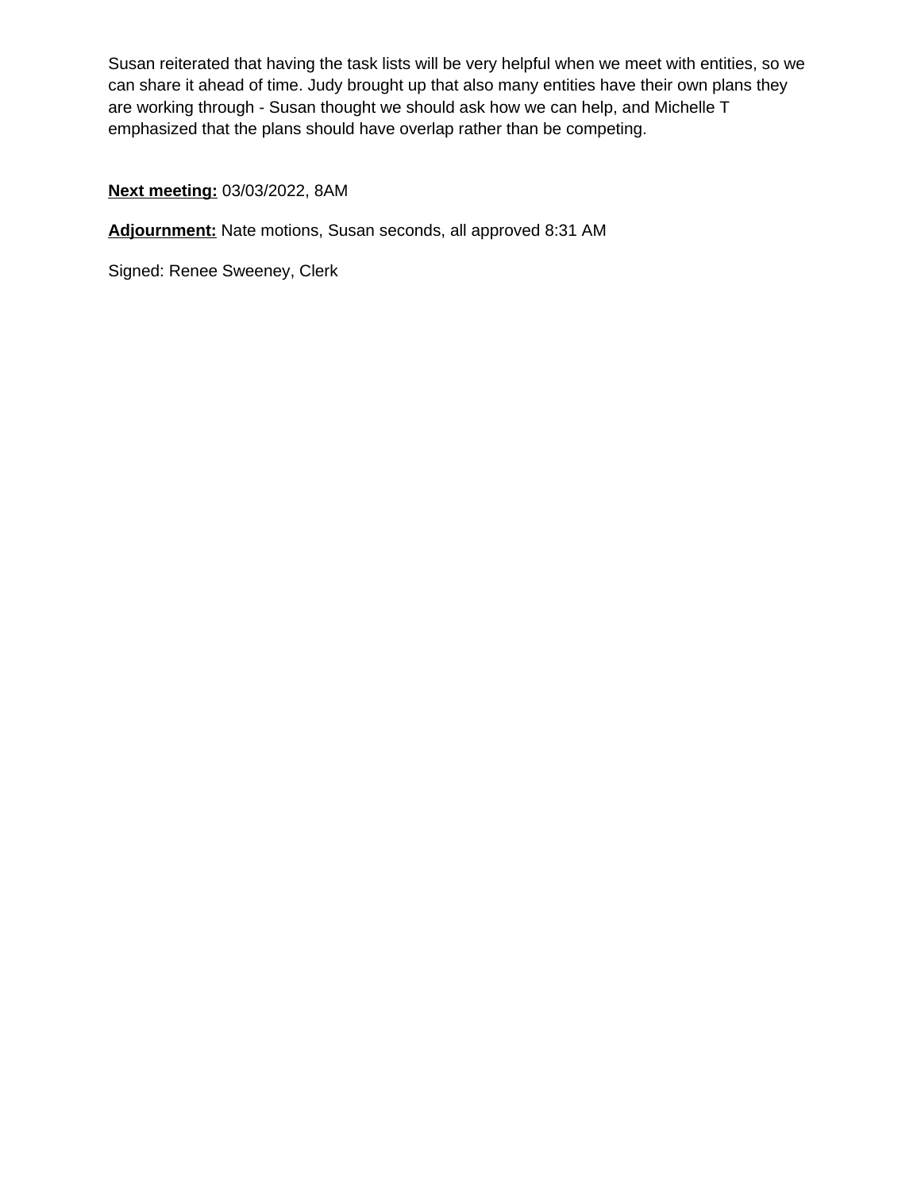Susan reiterated that having the task lists will be very helpful when we meet with entities, so we can share it ahead of time. Judy brought up that also many entities have their own plans they are working through - Susan thought we should ask how we can help, and Michelle T emphasized that the plans should have overlap rather than be competing.

**Next meeting:** 03/03/2022, 8AM

**Adjournment:** Nate motions, Susan seconds, all approved 8:31 AM

Signed: Renee Sweeney, Clerk